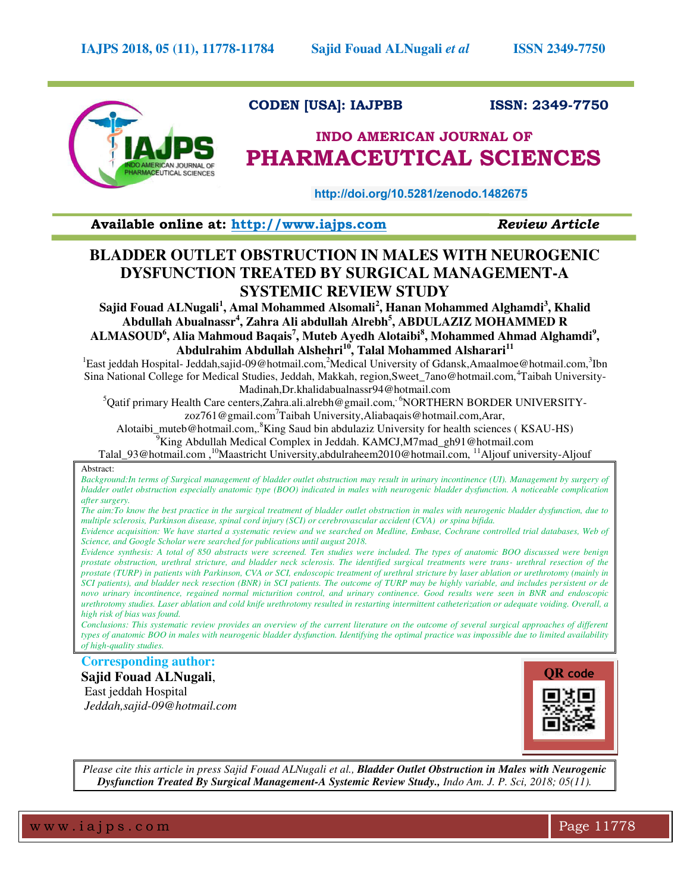CODEN [USA]: IAJPBB ISSN: 2349-7750

# INDO AMERICAN JOURNAL OF PHARMACEUTICAL SCIENCES

http://doi.org/10.5281/zenodo.1482675

Available online at: http://www.iajps.com *Review Article*

# BLADDER OUTLET OBSTRUCTION IN MALES WITH NEUROGENIC DYSFUNCTION TREATED BY SURGICAL MANAGEMENT-A SYSTEMIC REVIEW STUDY

**Sajid Fouad ALNugali[1], Amal Mohammed Alsomali[2], Hanan Mohammed Alghamdi[3], Khalid Abdullah Abualnassr[4], Zahra Ali abdullah Alrebh[5], ABDULAZIZ MOHAMMED R ALMASOUD[6], Alia Mahmoud Baqais[7], Muteb Ayedh Alotaibi[8], Mohammed Ahmad Alghamdi[9], Abdulrahim Abdullah Alshehri[10], Talal Mohammed Alsharari[11]**

[1]East jeddah Hospital- Jeddah,sajid-09@hotmail.com,[2]Medical University of Gdansk,Amaalmoe@hotmail.com,[3]Ibn Sina National College for Medical Studies, Jeddah, Makkah, region,Sweet_7ano@hotmail.com,[4]Taibah University-Madinah,Dr.khalidabualnassr94@hotmail.com
[5]Qatif primary Health Care centers,Zahra.ali.alrebh@gmail.com,[6]NORTHERN BORDER UNIVERSITY-zoz761@gmail.com[7]Taibah University,Aliabaqais@hotmail.com,Arar, Alotaibi_muteb@hotmail.com,.[8]King Saud bin abdulaziz University for health sciences ( KSAU-HS)
[9]King Abdullah Medical Complex in Jeddah. KAMCJ,M7mad_gh91@hotmail.com
Talal_93@hotmail.com ,[10]Maastricht University,abdulraheem2010@hotmail.com, [11]Aljouf university-Aljouf

Abstract:

*Background:In terms of Surgical management of bladder outlet obstruction may result in urinary incontinence (UI). Management by surgery of bladder outlet obstruction especially anatomic type (BOO) indicated in males with neurogenic bladder dysfunction. A noticeable complication after surgery.*

*The aim:To know the best practice in the surgical treatment of bladder outlet obstruction in males with neurogenic bladder dysfunction, due to multiple sclerosis, Parkinson disease, spinal cord injury (SCI) or cerebrovascular accident (CVA) or spina bifida.*

*Evidence acquisition: We have started a systematic review and we searched on Medline, Embase, Cochrane controlled trial databases, Web of Science, and Google Scholar were searched for publications until august 2018.*

*Evidence synthesis: A total of 850 abstracts were screened. Ten studies were included. The types of anatomic BOO discussed were benign prostate obstruction, urethral stricture, and bladder neck sclerosis. The identified surgical treatments were trans- urethral resection of the prostate (TURP) in patients with Parkinson, CVA or SCI, endoscopic treatment of urethral stricture by laser ablation or urethrotomy (mainly in SCI patients), and bladder neck resection (BNR) in SCI patients. The outcome of TURP may be highly variable, and includes persistent or de novo urinary incontinence, regained normal micturition control, and urinary continence. Good results were seen in BNR and endoscopic urethrotomy studies. Laser ablation and cold knife urethrotomy resulted in restarting intermittent catheterization or adequate voiding. Overall, a high risk of bias was found.*

*Conclusions: This systematic review provides an overview of the current literature on the outcome of several surgical approaches of different types of anatomic BOO in males with neurogenic bladder dysfunction. Identifying the optimal practice was impossible due to limited availability of high-quality studies.*

**Corresponding author:**

**Sajid Fouad ALNugali**,
East jeddah Hospital
*Jeddah,sajid-09@hotmail.com*

QR code

*Please cite this article in press Sajid Fouad ALNugali et al.,* ***Bladder Outlet Obstruction in Males with Neurogenic Dysfunction Treated By Surgical Management-A Systemic Review Study.,*** *Indo Am. J. P. Sci, 2018; 05(11).*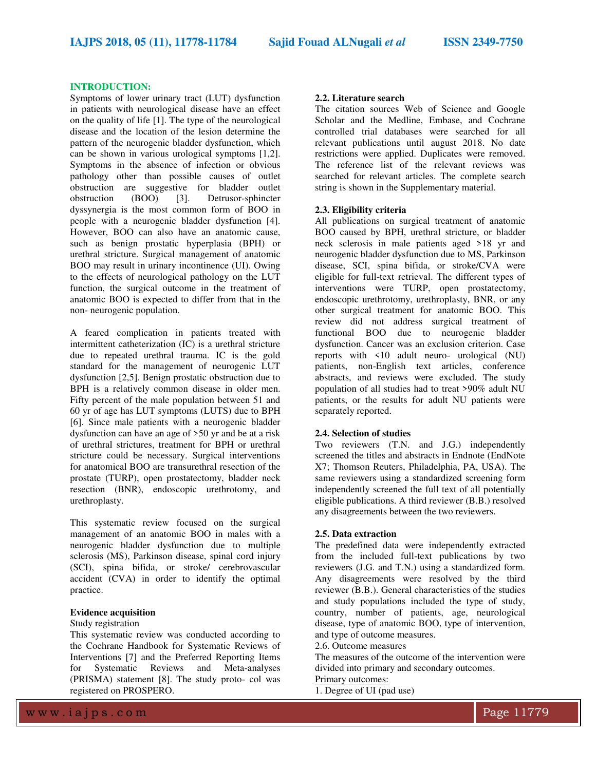## INTRODUCTION:

Symptoms of lower urinary tract (LUT) dysfunction in patients with neurological disease have an effect on the quality of life [1]. The type of the neurological disease and the location of the lesion determine the pattern of the neurogenic bladder dysfunction, which can be shown in various urological symptoms [1,2]. Symptoms in the absence of infection or obvious pathology other than possible causes of outlet obstruction are suggestive for bladder outlet obstruction (BOO) [3]. Detrusor-sphincter dyssynergia is the most common form of BOO in people with a neurogenic bladder dysfunction [4]. However, BOO can also have an anatomic cause, such as benign prostatic hyperplasia (BPH) or urethral stricture. Surgical management of anatomic BOO may result in urinary incontinence (UI). Owing to the effects of neurological pathology on the LUT function, the surgical outcome in the treatment of anatomic BOO is expected to differ from that in the non- neurogenic population.

A feared complication in patients treated with intermittent catheterization (IC) is a urethral stricture due to repeated urethral trauma. IC is the gold standard for the management of neurogenic LUT dysfunction [2,5]. Benign prostatic obstruction due to BPH is a relatively common disease in older men. Fifty percent of the male population between 51 and 60 yr of age has LUT symptoms (LUTS) due to BPH [6]. Since male patients with a neurogenic bladder dysfunction can have an age of >50 yr and be at a risk of urethral strictures, treatment for BPH or urethral stricture could be necessary. Surgical interventions for anatomical BOO are transurethral resection of the prostate (TURP), open prostatectomy, bladder neck resection (BNR), endoscopic urethrotomy, and urethroplasty.

This systematic review focused on the surgical management of an anatomic BOO in males with a neurogenic bladder dysfunction due to multiple sclerosis (MS), Parkinson disease, spinal cord injury (SCI), spina bifida, or stroke/ cerebrovascular accident (CVA) in order to identify the optimal practice.

### Evidence acquisition

Study registration

This systematic review was conducted according to the Cochrane Handbook for Systematic Reviews of Interventions [7] and the Preferred Reporting Items for Systematic Reviews and Meta-analyses (PRISMA) statement [8]. The study proto- col was registered on PROSPERO.

### 2.2. Literature search

The citation sources Web of Science and Google Scholar and the Medline, Embase, and Cochrane controlled trial databases were searched for all relevant publications until august 2018. No date restrictions were applied. Duplicates were removed. The reference list of the relevant reviews was searched for relevant articles. The complete search string is shown in the Supplementary material.

### 2.3. Eligibility criteria

All publications on surgical treatment of anatomic BOO caused by BPH, urethral stricture, or bladder neck sclerosis in male patients aged >18 yr and neurogenic bladder dysfunction due to MS, Parkinson disease, SCI, spina bifida, or stroke/CVA were eligible for full-text retrieval. The different types of interventions were TURP, open prostatectomy, endoscopic urethrotomy, urethroplasty, BNR, or any other surgical treatment for anatomic BOO. This review did not address surgical treatment of functional BOO due to neurogenic bladder dysfunction. Cancer was an exclusion criterion. Case reports with <10 adult neuro- urological (NU) patients, non-English text articles, conference abstracts, and reviews were excluded. The study population of all studies had to treat >90% adult NU patients, or the results for adult NU patients were separately reported.

### 2.4. Selection of studies

Two reviewers (T.N. and J.G.) independently screened the titles and abstracts in Endnote (EndNote X7; Thomson Reuters, Philadelphia, PA, USA). The same reviewers using a standardized screening form independently screened the full text of all potentially eligible publications. A third reviewer (B.B.) resolved any disagreements between the two reviewers.

### 2.5. Data extraction

The predefined data were independently extracted from the included full-text publications by two reviewers (J.G. and T.N.) using a standardized form. Any disagreements were resolved by the third reviewer (B.B.). General characteristics of the studies and study populations included the type of study, country, number of patients, age, neurological disease, type of anatomic BOO, type of intervention, and type of outcome measures.

2.6. Outcome measures

The measures of the outcome of the intervention were divided into primary and secondary outcomes.

Primary outcomes:

1. Degree of UI (pad use)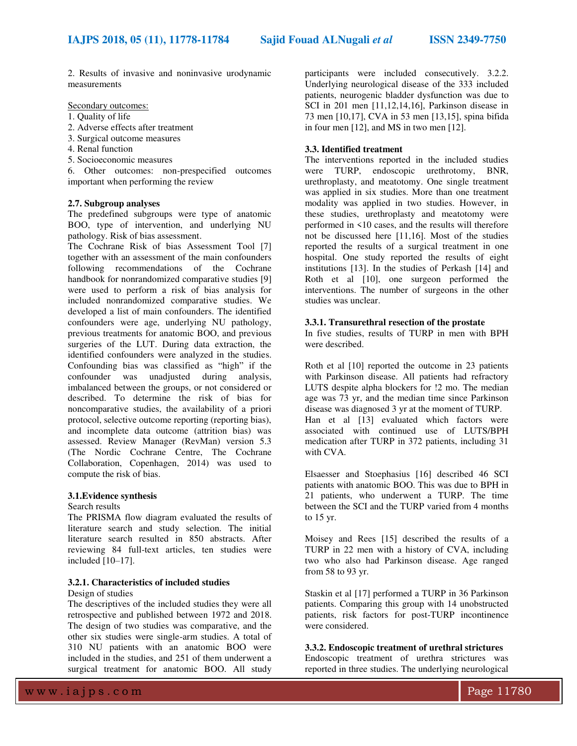2. Results of invasive and noninvasive urodynamic measurements

Secondary outcomes:
1. Quality of life
2. Adverse effects after treatment
3. Surgical outcome measures
4. Renal function
5. Socioeconomic measures
6. Other outcomes: non-prespecified outcomes important when performing the review

**2.7. Subgroup analyses**

The predefined subgroups were type of anatomic BOO, type of intervention, and underlying NU pathology. Risk of bias assessment.

The Cochrane Risk of bias Assessment Tool [7] together with an assessment of the main confounders following recommendations of the Cochrane handbook for nonrandomized comparative studies [9] were used to perform a risk of bias analysis for included nonrandomized comparative studies. We developed a list of main confounders. The identified confounders were age, underlying NU pathology, previous treatments for anatomic BOO, and previous surgeries of the LUT. During data extraction, the identified confounders were analyzed in the studies. Confounding bias was classified as "high" if the confounder was unadjusted during analysis, imbalanced between the groups, or not considered or described. To determine the risk of bias for noncomparative studies, the availability of a priori protocol, selective outcome reporting (reporting bias), and incomplete data outcome (attrition bias) was assessed. Review Manager (RevMan) version 5.3 (The Nordic Cochrane Centre, The Cochrane Collaboration, Copenhagen, 2014) was used to compute the risk of bias.

**3.1.Evidence synthesis**

Search results

The PRISMA flow diagram evaluated the results of literature search and study selection. The initial literature search resulted in 850 abstracts. After reviewing 84 full-text articles, ten studies were included [10–17].

**3.2.1. Characteristics of included studies**

Design of studies

The descriptives of the included studies they were all retrospective and published between 1972 and 2018. The design of two studies was comparative, and the other six studies were single-arm studies. A total of 310 NU patients with an anatomic BOO were included in the studies, and 251 of them underwent a surgical treatment for anatomic BOO. All study participants were included consecutively. 3.2.2. Underlying neurological disease of the 333 included patients, neurogenic bladder dysfunction was due to SCI in 201 men [11,12,14,16], Parkinson disease in 73 men [10,17], CVA in 53 men [13,15], spina bifida in four men [12], and MS in two men [12].

**3.3. Identified treatment**

The interventions reported in the included studies were TURP, endoscopic urethrotomy, BNR, urethroplasty, and meatotomy. One single treatment was applied in six studies. More than one treatment modality was applied in two studies. However, in these studies, urethroplasty and meatotomy were performed in <10 cases, and the results will therefore not be discussed here [11,16]. Most of the studies reported the results of a surgical treatment in one hospital. One study reported the results of eight institutions [13]. In the studies of Perkash [14] and Roth et al [10], one surgeon performed the interventions. The number of surgeons in the other studies was unclear.

**3.3.1. Transurethral resection of the prostate**

In five studies, results of TURP in men with BPH were described.

Roth et al [10] reported the outcome in 23 patients with Parkinson disease. All patients had refractory LUTS despite alpha blockers for !2 mo. The median age was 73 yr, and the median time since Parkinson disease was diagnosed 3 yr at the moment of TURP. Han et al [13] evaluated which factors were associated with continued use of LUTS/BPH medication after TURP in 372 patients, including 31 with CVA.

Elsaesser and Stoephasius [16] described 46 SCI patients with anatomic BOO. This was due to BPH in 21 patients, who underwent a TURP. The time between the SCI and the TURP varied from 4 months to 15 yr.

Moisey and Rees [15] described the results of a TURP in 22 men with a history of CVA, including two who also had Parkinson disease. Age ranged from 58 to 93 yr.

Staskin et al [17] performed a TURP in 36 Parkinson patients. Comparing this group with 14 unobstructed patients, risk factors for post-TURP incontinence were considered.

**3.3.2. Endoscopic treatment of urethral strictures**

Endoscopic treatment of urethra strictures was reported in three studies. The underlying neurological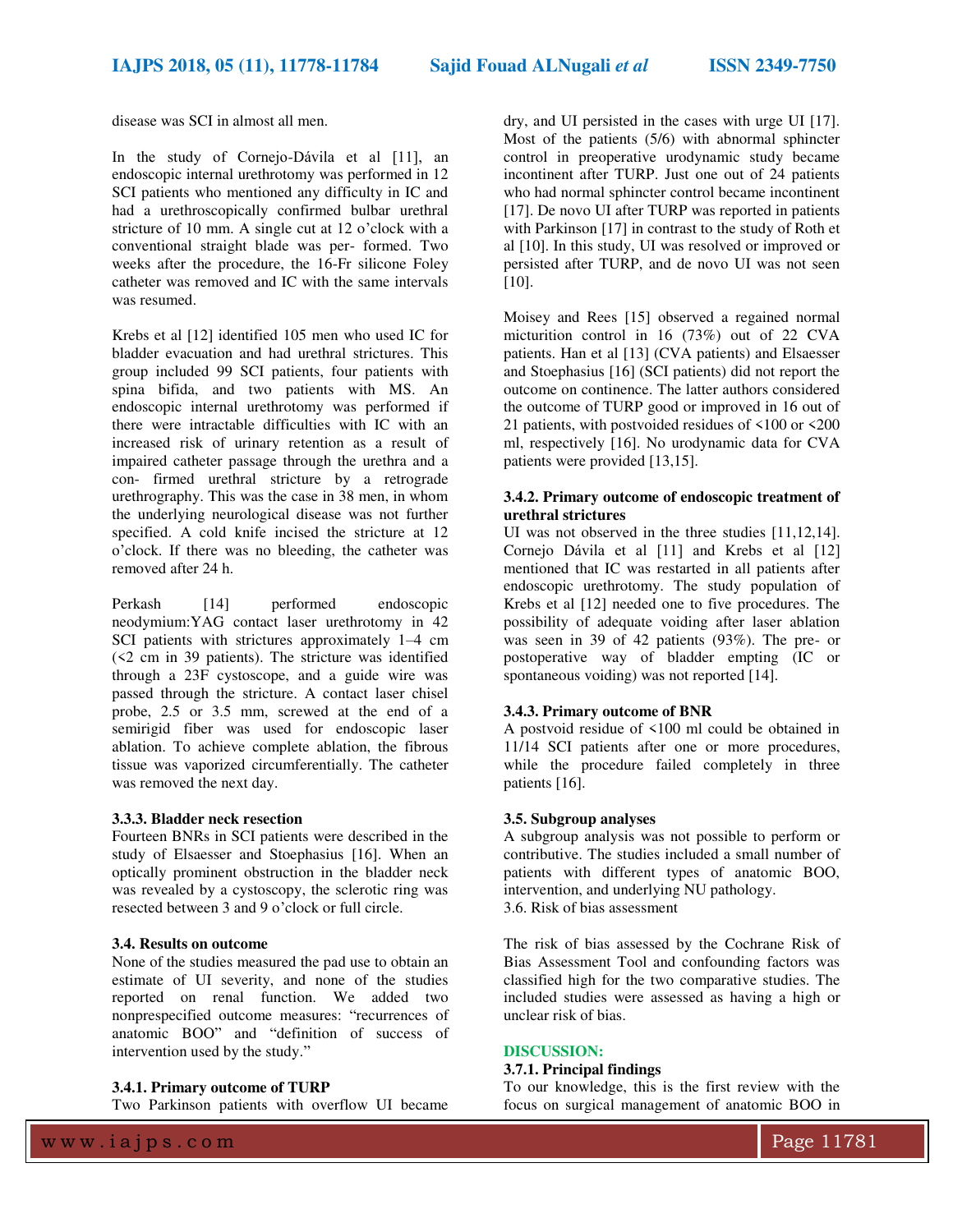disease was SCI in almost all men.

In the study of Cornejo-Dávila et al [11], an endoscopic internal urethrotomy was performed in 12 SCI patients who mentioned any difficulty in IC and had a urethroscopically confirmed bulbar urethral stricture of 10 mm. A single cut at 12 o'clock with a conventional straight blade was per- formed. Two weeks after the procedure, the 16-Fr silicone Foley catheter was removed and IC with the same intervals was resumed.

Krebs et al [12] identified 105 men who used IC for bladder evacuation and had urethral strictures. This group included 99 SCI patients, four patients with spina bifida, and two patients with MS. An endoscopic internal urethrotomy was performed if there were intractable difficulties with IC with an increased risk of urinary retention as a result of impaired catheter passage through the urethra and a con- firmed urethral stricture by a retrograde urethrography. This was the case in 38 men, in whom the underlying neurological disease was not further specified. A cold knife incised the stricture at 12 o'clock. If there was no bleeding, the catheter was removed after 24 h.

Perkash [14] performed endoscopic neodymium:YAG contact laser urethrotomy in 42 SCI patients with strictures approximately 1–4 cm (<2 cm in 39 patients). The stricture was identified through a 23F cystoscope, and a guide wire was passed through the stricture. A contact laser chisel probe, 2.5 or 3.5 mm, screwed at the end of a semirigid fiber was used for endoscopic laser ablation. To achieve complete ablation, the fibrous tissue was vaporized circumferentially. The catheter was removed the next day.

#### 3.3.3. Bladder neck resection

Fourteen BNRs in SCI patients were described in the study of Elsaesser and Stoephasius [16]. When an optically prominent obstruction in the bladder neck was revealed by a cystoscopy, the sclerotic ring was resected between 3 and 9 o'clock or full circle.

### 3.4. Results on outcome

None of the studies measured the pad use to obtain an estimate of UI severity, and none of the studies reported on renal function. We added two nonprespecified outcome measures: "recurrences of anatomic BOO" and "definition of success of intervention used by the study."

#### 3.4.1. Primary outcome of TURP

Two Parkinson patients with overflow UI became dry, and UI persisted in the cases with urge UI [17]. Most of the patients (5/6) with abnormal sphincter control in preoperative urodynamic study became incontinent after TURP. Just one out of 24 patients who had normal sphincter control became incontinent [17]. De novo UI after TURP was reported in patients with Parkinson [17] in contrast to the study of Roth et al [10]. In this study, UI was resolved or improved or persisted after TURP, and de novo UI was not seen [10].

Moisey and Rees [15] observed a regained normal micturition control in 16 (73%) out of 22 CVA patients. Han et al [13] (CVA patients) and Elsaesser and Stoephasius [16] (SCI patients) did not report the outcome on continence. The latter authors considered the outcome of TURP good or improved in 16 out of 21 patients, with postvoided residues of <100 or <200 ml, respectively [16]. No urodynamic data for CVA patients were provided [13,15].

#### 3.4.2. Primary outcome of endoscopic treatment of urethral strictures

UI was not observed in the three studies [11,12,14]. Cornejo Dávila et al [11] and Krebs et al [12] mentioned that IC was restarted in all patients after endoscopic urethrotomy. The study population of Krebs et al [12] needed one to five procedures. The possibility of adequate voiding after laser ablation was seen in 39 of 42 patients (93%). The pre- or postoperative way of bladder empting (IC or spontaneous voiding) was not reported [14].

#### 3.4.3. Primary outcome of BNR

A postvoid residue of <100 ml could be obtained in 11/14 SCI patients after one or more procedures, while the procedure failed completely in three patients [16].

### 3.5. Subgroup analyses

A subgroup analysis was not possible to perform or contributive. The studies included a small number of patients with different types of anatomic BOO, intervention, and underlying NU pathology.

3.6. Risk of bias assessment

The risk of bias assessed by the Cochrane Risk of Bias Assessment Tool and confounding factors was classified high for the two comparative studies. The included studies were assessed as having a high or unclear risk of bias.

## DISCUSSION:

#### 3.7.1. Principal findings

To our knowledge, this is the first review with the focus on surgical management of anatomic BOO in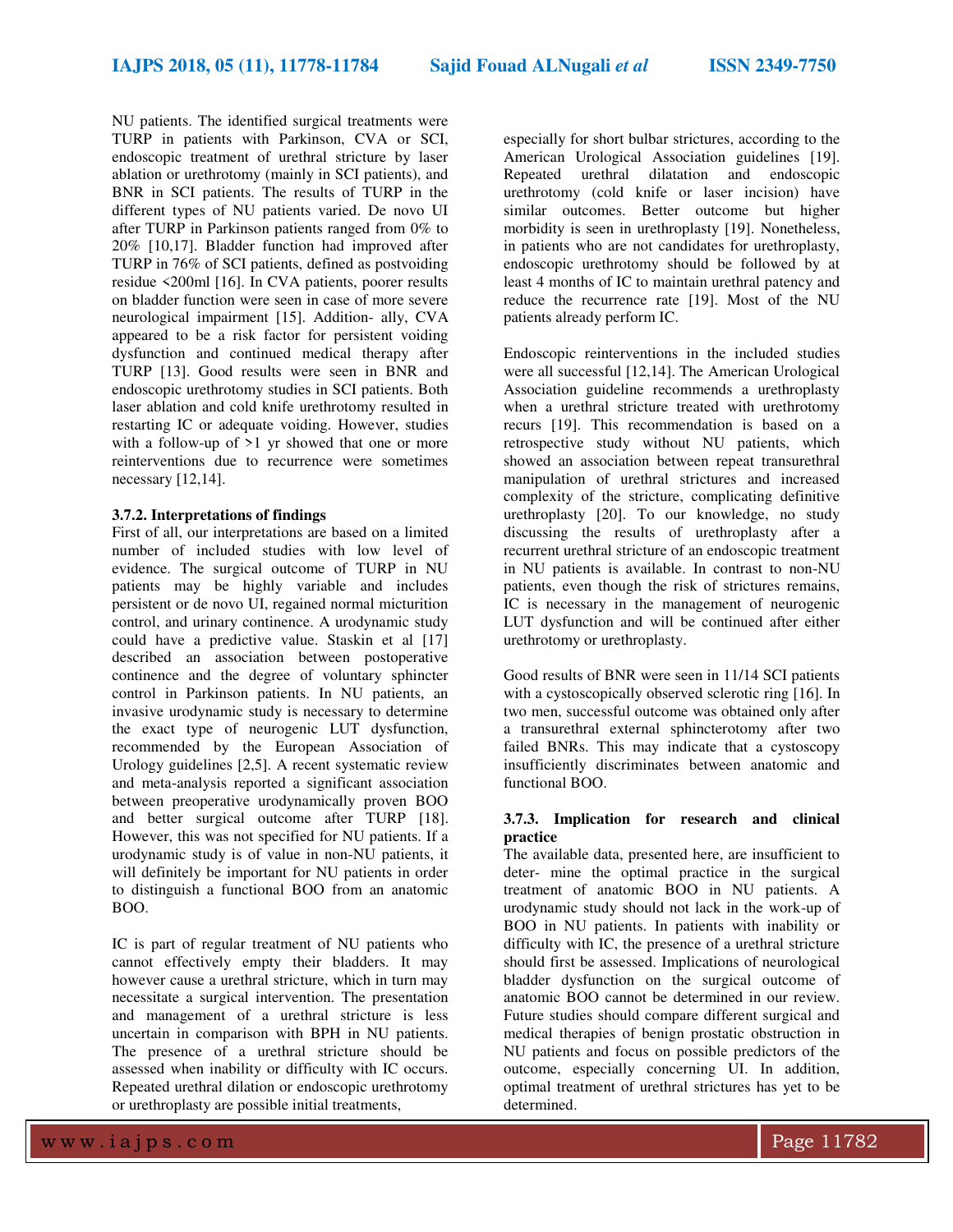NU patients. The identified surgical treatments were TURP in patients with Parkinson, CVA or SCI, endoscopic treatment of urethral stricture by laser ablation or urethrotomy (mainly in SCI patients), and BNR in SCI patients. The results of TURP in the different types of NU patients varied. De novo UI after TURP in Parkinson patients ranged from 0% to 20% [10,17]. Bladder function had improved after TURP in 76% of SCI patients, defined as postvoiding residue <200ml [16]. In CVA patients, poorer results on bladder function were seen in case of more severe neurological impairment [15]. Addition- ally, CVA appeared to be a risk factor for persistent voiding dysfunction and continued medical therapy after TURP [13]. Good results were seen in BNR and endoscopic urethrotomy studies in SCI patients. Both laser ablation and cold knife urethrotomy resulted in restarting IC or adequate voiding. However, studies with a follow-up of >1 yr showed that one or more reinterventions due to recurrence were sometimes necessary [12,14].

**3.7.2. Interpretations of findings**

First of all, our interpretations are based on a limited number of included studies with low level of evidence. The surgical outcome of TURP in NU patients may be highly variable and includes persistent or de novo UI, regained normal micturition control, and urinary continence. A urodynamic study could have a predictive value. Staskin et al [17] described an association between postoperative continence and the degree of voluntary sphincter control in Parkinson patients. In NU patients, an invasive urodynamic study is necessary to determine the exact type of neurogenic LUT dysfunction, recommended by the European Association of Urology guidelines [2,5]. A recent systematic review and meta-analysis reported a significant association between preoperative urodynamically proven BOO and better surgical outcome after TURP [18]. However, this was not specified for NU patients. If a urodynamic study is of value in non-NU patients, it will definitely be important for NU patients in order to distinguish a functional BOO from an anatomic BOO.

IC is part of regular treatment of NU patients who cannot effectively empty their bladders. It may however cause a urethral stricture, which in turn may necessitate a surgical intervention. The presentation and management of a urethral stricture is less uncertain in comparison with BPH in NU patients. The presence of a urethral stricture should be assessed when inability or difficulty with IC occurs. Repeated urethral dilation or endoscopic urethrotomy or urethroplasty are possible initial treatments, especially for short bulbar strictures, according to the American Urological Association guidelines [19]. Repeated urethral dilatation and endoscopic urethrotomy (cold knife or laser incision) have similar outcomes. Better outcome but higher morbidity is seen in urethroplasty [19]. Nonetheless, in patients who are not candidates for urethroplasty, endoscopic urethrotomy should be followed by at least 4 months of IC to maintain urethral patency and reduce the recurrence rate [19]. Most of the NU patients already perform IC.

Endoscopic reinterventions in the included studies were all successful [12,14]. The American Urological Association guideline recommends a urethroplasty when a urethral stricture treated with urethrotomy recurs [19]. This recommendation is based on a retrospective study without NU patients, which showed an association between repeat transurethral manipulation of urethral strictures and increased complexity of the stricture, complicating definitive urethroplasty [20]. To our knowledge, no study discussing the results of urethroplasty after a recurrent urethral stricture of an endoscopic treatment in NU patients is available. In contrast to non-NU patients, even though the risk of strictures remains, IC is necessary in the management of neurogenic LUT dysfunction and will be continued after either urethrotomy or urethroplasty.

Good results of BNR were seen in 11/14 SCI patients with a cystoscopically observed sclerotic ring [16]. In two men, successful outcome was obtained only after a transurethral external sphincterotomy after two failed BNRs. This may indicate that a cystoscopy insufficiently discriminates between anatomic and functional BOO.

**3.7.3. Implication for research and clinical practice**

The available data, presented here, are insufficient to deter- mine the optimal practice in the surgical treatment of anatomic BOO in NU patients. A urodynamic study should not lack in the work-up of BOO in NU patients. In patients with inability or difficulty with IC, the presence of a urethral stricture should first be assessed. Implications of neurological bladder dysfunction on the surgical outcome of anatomic BOO cannot be determined in our review. Future studies should compare different surgical and medical therapies of benign prostatic obstruction in NU patients and focus on possible predictors of the outcome, especially concerning UI. In addition, optimal treatment of urethral strictures has yet to be determined.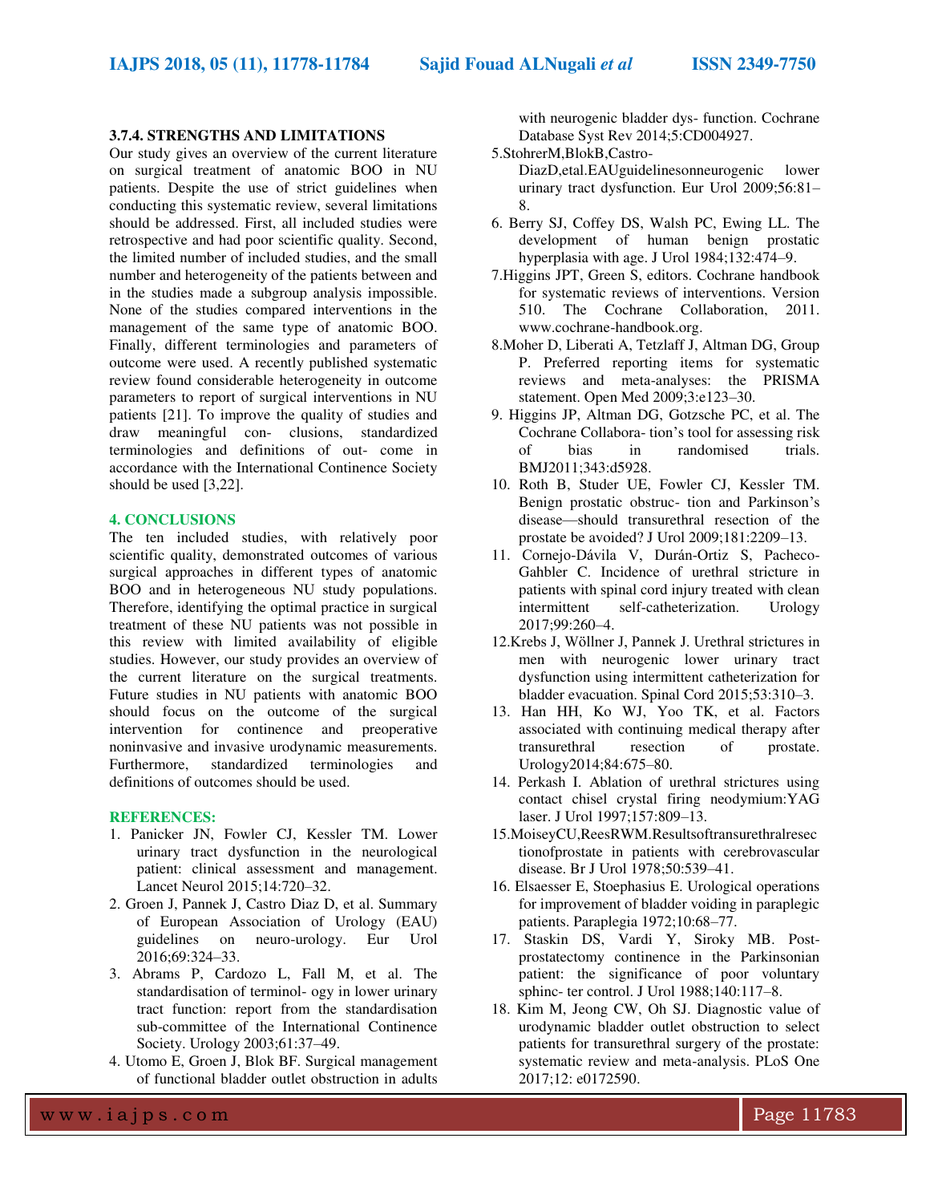### 3.7.4. STRENGTHS AND LIMITATIONS

Our study gives an overview of the current literature on surgical treatment of anatomic BOO in NU patients. Despite the use of strict guidelines when conducting this systematic review, several limitations should be addressed. First, all included studies were retrospective and had poor scientific quality. Second, the limited number of included studies, and the small number and heterogeneity of the patients between and in the studies made a subgroup analysis impossible. None of the studies compared interventions in the management of the same type of anatomic BOO. Finally, different terminologies and parameters of outcome were used. A recently published systematic review found considerable heterogeneity in outcome parameters to report of surgical interventions in NU patients [21]. To improve the quality of studies and draw meaningful con- clusions, standardized terminologies and definitions of out- come in accordance with the International Continence Society should be used [3,22].

## 4. CONCLUSIONS

The ten included studies, with relatively poor scientific quality, demonstrated outcomes of various surgical approaches in different types of anatomic BOO and in heterogeneous NU study populations. Therefore, identifying the optimal practice in surgical treatment of these NU patients was not possible in this review with limited availability of eligible studies. However, our study provides an overview of the current literature on the surgical treatments. Future studies in NU patients with anatomic BOO should focus on the outcome of the surgical intervention for continence and preoperative noninvasive and invasive urodynamic measurements. Furthermore, standardized terminologies and definitions of outcomes should be used.

## REFERENCES:

1. Panicker JN, Fowler CJ, Kessler TM. Lower urinary tract dysfunction in the neurological patient: clinical assessment and management. Lancet Neurol 2015;14:720–32.
2. Groen J, Pannek J, Castro Diaz D, et al. Summary of European Association of Urology (EAU) guidelines on neuro-urology. Eur Urol 2016;69:324–33.
3. Abrams P, Cardozo L, Fall M, et al. The standardisation of terminol- ogy in lower urinary tract function: report from the standardisation sub-committee of the International Continence Society. Urology 2003;61:37–49.
4. Utomo E, Groen J, Blok BF. Surgical management of functional bladder outlet obstruction in adults with neurogenic bladder dys- function. Cochrane Database Syst Rev 2014;5:CD004927.
5. StohrerM,BlokB,Castro-DiazD,etal.EAUguidelinesonneurogenic lower urinary tract dysfunction. Eur Urol 2009;56:81–8.
6. Berry SJ, Coffey DS, Walsh PC, Ewing LL. The development of human benign prostatic hyperplasia with age. J Urol 1984;132:474–9.
7. Higgins JPT, Green S, editors. Cochrane handbook for systematic reviews of interventions. Version 510. The Cochrane Collaboration, 2011. www.cochrane-handbook.org.
8. Moher D, Liberati A, Tetzlaff J, Altman DG, Group P. Preferred reporting items for systematic reviews and meta-analyses: the PRISMA statement. Open Med 2009;3:e123–30.
9. Higgins JP, Altman DG, Gotzsche PC, et al. The Cochrane Collabora- tion's tool for assessing risk of bias in randomised trials. BMJ2011;343:d5928.
10. Roth B, Studer UE, Fowler CJ, Kessler TM. Benign prostatic obstruc- tion and Parkinson's disease—should transurethral resection of the prostate be avoided? J Urol 2009;181:2209–13.
11. Cornejo-Dávila V, Durán-Ortiz S, Pacheco-Gahbler C. Incidence of urethral stricture in patients with spinal cord injury treated with clean intermittent self-catheterization. Urology 2017;99:260–4.
12. Krebs J, Wöllner J, Pannek J. Urethral strictures in men with neurogenic lower urinary tract dysfunction using intermittent catheterization for bladder evacuation. Spinal Cord 2015;53:310–3.
13. Han HH, Ko WJ, Yoo TK, et al. Factors associated with continuing medical therapy after transurethral resection of prostate. Urology2014;84:675–80.
14. Perkash I. Ablation of urethral strictures using contact chisel crystal firing neodymium:YAG laser. J Urol 1997;157:809–13.
15. MoiseyCU,ReesRWM.Resultsoftransurethralresectionofprostate in patients with cerebrovascular disease. Br J Urol 1978;50:539–41.
16. Elsaesser E, Stoephasius E. Urological operations for improvement of bladder voiding in paraplegic patients. Paraplegia 1972;10:68–77.
17. Staskin DS, Vardi Y, Siroky MB. Post-prostatectomy continence in the Parkinsonian patient: the significance of poor voluntary sphinc- ter control. J Urol 1988;140:117–8.
18. Kim M, Jeong CW, Oh SJ. Diagnostic value of urodynamic bladder outlet obstruction to select patients for transurethral surgery of the prostate: systematic review and meta-analysis. PLoS One 2017;12: e0172590.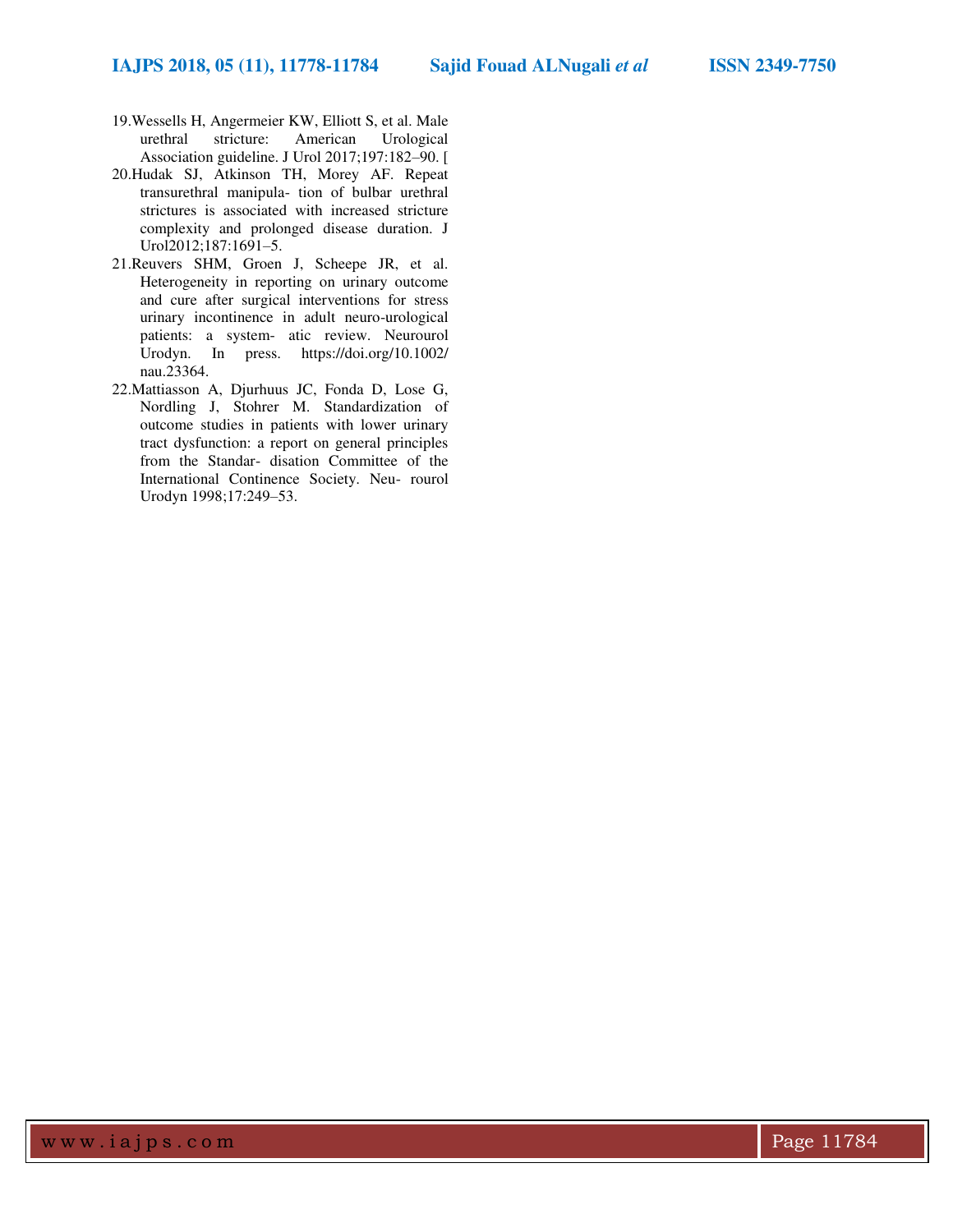19. Wessells H, Angermeier KW, Elliott S, et al. Male urethral stricture: American Urological Association guideline. J Urol 2017;197:182–90. [
20. Hudak SJ, Atkinson TH, Morey AF. Repeat transurethral manipula- tion of bulbar urethral strictures is associated with increased stricture complexity and prolonged disease duration. J Urol2012;187:1691–5.
21. Reuvers SHM, Groen J, Scheepe JR, et al. Heterogeneity in reporting on urinary outcome and cure after surgical interventions for stress urinary incontinence in adult neuro-urological patients: a system- atic review. Neurourol Urodyn. In press. https://doi.org/10.1002/nau.23364.
22. Mattiasson A, Djurhuus JC, Fonda D, Lose G, Nordling J, Stohrer M. Standardization of outcome studies in patients with lower urinary tract dysfunction: a report on general principles from the Standar- disation Committee of the International Continence Society. Neu- rourol Urodyn 1998;17:249–53.